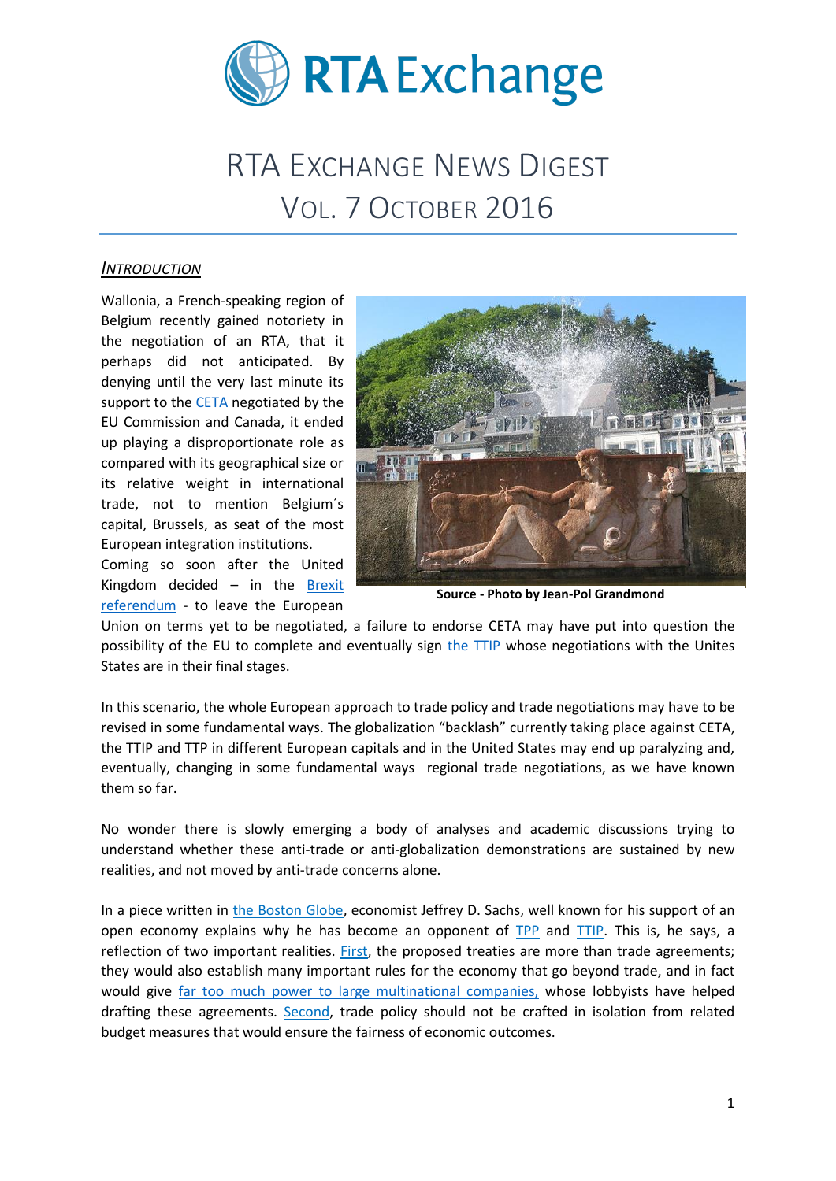# RTA Exchange

# RTA EXCHANGE NEWS DIGEST
# VOL. 7 OCTOBER 2016

## *INTRODUCTION*

Wallonia, a French-speaking region of Belgium recently gained notoriety in the negotiation of an RTA, that it perhaps did not anticipated. By denying until the very last minute its support to the CETA negotiated by the EU Commission and Canada, it ended up playing a disproportionate role as compared with its geographical size or its relative weight in international trade, not to mention Belgium´s capital, Brussels, as seat of the most European integration institutions.

Source - Photo by Jean-Pol Grandmond

Coming so soon after the United Kingdom decided – in the Brexit referendum - to leave the European Union on terms yet to be negotiated, a failure to endorse CETA may have put into question the possibility of the EU to complete and eventually sign the TTIP whose negotiations with the Unites States are in their final stages.

In this scenario, the whole European approach to trade policy and trade negotiations may have to be revised in some fundamental ways. The globalization "backlash" currently taking place against CETA, the TTIP and TTP in different European capitals and in the United States may end up paralyzing and, eventually, changing in some fundamental ways regional trade negotiations, as we have known them so far.

No wonder there is slowly emerging a body of analyses and academic discussions trying to understand whether these anti-trade or anti-globalization demonstrations are sustained by new realities, and not moved by anti-trade concerns alone.

In a piece written in the Boston Globe, economist Jeffrey D. Sachs, well known for his support of an open economy explains why he has become an opponent of TPP and TTIP. This is, he says, a reflection of two important realities. First, the proposed treaties are more than trade agreements; they would also establish many important rules for the economy that go beyond trade, and in fact would give far too much power to large multinational companies, whose lobbyists have helped drafting these agreements. Second, trade policy should not be crafted in isolation from related budget measures that would ensure the fairness of economic outcomes.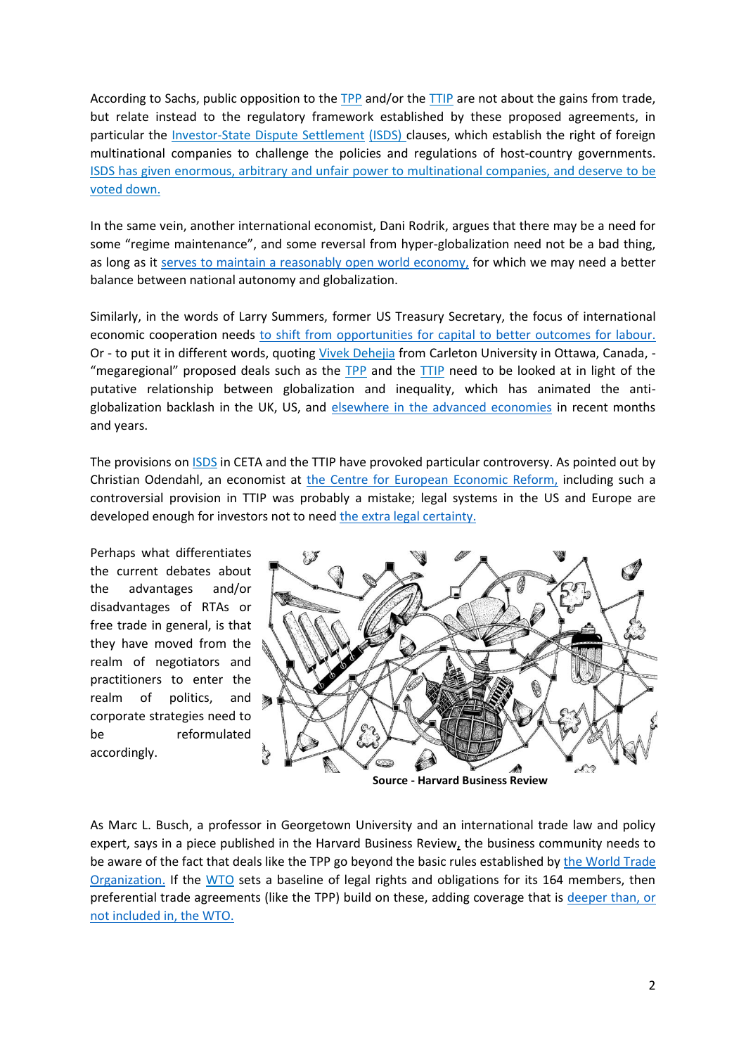According to Sachs, public opposition to the TPP and/or the TTIP are not about the gains from trade, but relate instead to the regulatory framework established by these proposed agreements, in particular the Investor-State Dispute Settlement (ISDS) clauses, which establish the right of foreign multinational companies to challenge the policies and regulations of host-country governments. ISDS has given enormous, arbitrary and unfair power to multinational companies, and deserve to be voted down.

In the same vein, another international economist, Dani Rodrik, argues that there may be a need for some "regime maintenance", and some reversal from hyper-globalization need not be a bad thing, as long as it serves to maintain a reasonably open world economy, for which we may need a better balance between national autonomy and globalization.

Similarly, in the words of Larry Summers, former US Treasury Secretary, the focus of international economic cooperation needs to shift from opportunities for capital to better outcomes for labour. Or - to put it in different words, quoting Vivek Dehejia from Carleton University in Ottawa, Canada, - "megaregional" proposed deals such as the TPP and the TTIP need to be looked at in light of the putative relationship between globalization and inequality, which has animated the anti-globalization backlash in the UK, US, and elsewhere in the advanced economies in recent months and years.

The provisions on ISDS in CETA and the TTIP have provoked particular controversy. As pointed out by Christian Odendahl, an economist at the Centre for European Economic Reform, including such a controversial provision in TTIP was probably a mistake; legal systems in the US and Europe are developed enough for investors not to need the extra legal certainty.

Perhaps what differentiates the current debates about the advantages and/or disadvantages of RTAs or free trade in general, is that they have moved from the realm of negotiators and practitioners to enter the realm of politics, and corporate strategies need to be reformulated accordingly.

**Source - Harvard Business Review**

As Marc L. Busch, a professor in Georgetown University and an international trade law and policy expert, says in a piece published in the Harvard Business Review, the business community needs to be aware of the fact that deals like the TPP go beyond the basic rules established by the World Trade Organization. If the WTO sets a baseline of legal rights and obligations for its 164 members, then preferential trade agreements (like the TPP) build on these, adding coverage that is deeper than, or not included in, the WTO.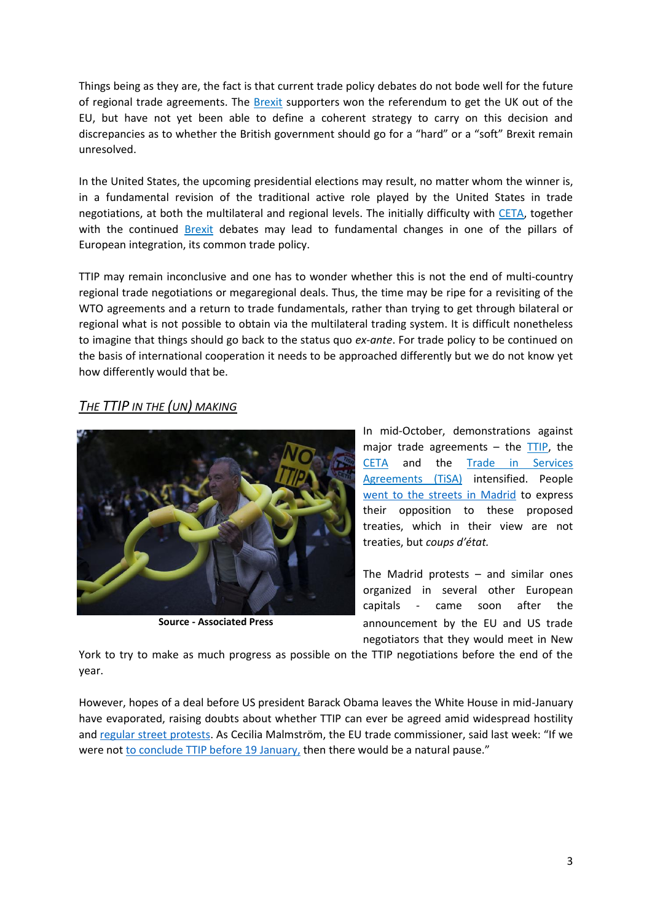Things being as they are, the fact is that current trade policy debates do not bode well for the future of regional trade agreements. The Brexit supporters won the referendum to get the UK out of the EU, but have not yet been able to define a coherent strategy to carry on this decision and discrepancies as to whether the British government should go for a "hard" or a "soft" Brexit remain unresolved.

In the United States, the upcoming presidential elections may result, no matter whom the winner is, in a fundamental revision of the traditional active role played by the United States in trade negotiations, at both the multilateral and regional levels. The initially difficulty with CETA, together with the continued Brexit debates may lead to fundamental changes in one of the pillars of European integration, its common trade policy.

TTIP may remain inconclusive and one has to wonder whether this is not the end of multi-country regional trade negotiations or megaregional deals. Thus, the time may be ripe for a revisiting of the WTO agreements and a return to trade fundamentals, rather than trying to get through bilateral or regional what is not possible to obtain via the multilateral trading system. It is difficult nonetheless to imagine that things should go back to the status quo *ex-ante*. For trade policy to be continued on the basis of international cooperation it needs to be approached differently but we do not know yet how differently would that be.

## *The TTIP in the (un) making*

**Source - Associated Press**

In mid-October, demonstrations against major trade agreements – the TTIP, the CETA and the Trade in Services Agreements (TiSA) intensified. People went to the streets in Madrid to express their opposition to these proposed treaties, which in their view are not treaties, but *coups d'état.*

The Madrid protests – and similar ones organized in several other European capitals - came soon after the announcement by the EU and US trade negotiators that they would meet in New York to try to make as much progress as possible on the TTIP negotiations before the end of the year.

However, hopes of a deal before US president Barack Obama leaves the White House in mid-January have evaporated, raising doubts about whether TTIP can ever be agreed amid widespread hostility and regular street protests. As Cecilia Malmström, the EU trade commissioner, said last week: "If we were not to conclude TTIP before 19 January, then there would be a natural pause."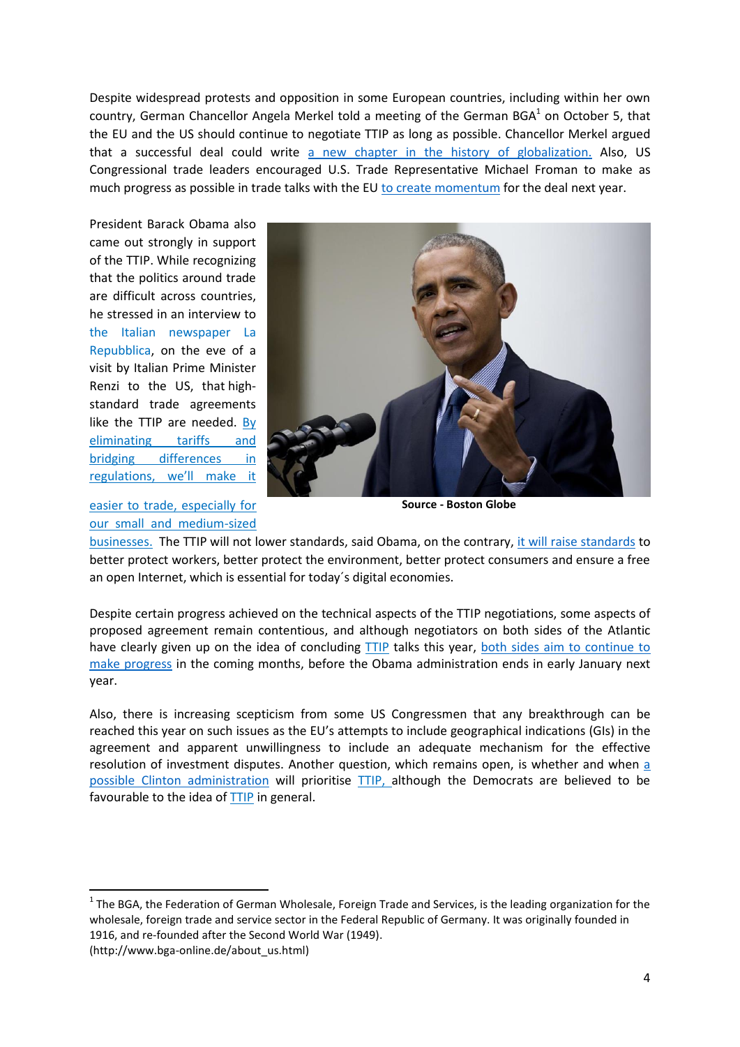Despite widespread protests and opposition in some European countries, including within her own country, German Chancellor Angela Merkel told a meeting of the German BGA[1] on October 5, that the EU and the US should continue to negotiate TTIP as long as possible. Chancellor Merkel argued that a successful deal could write a new chapter in the history of globalization. Also, US Congressional trade leaders encouraged U.S. Trade Representative Michael Froman to make as much progress as possible in trade talks with the EU to create momentum for the deal next year.

President Barack Obama also came out strongly in support of the TTIP. While recognizing that the politics around trade are difficult across countries, he stressed in an interview to the Italian newspaper La Repubblica, on the eve of a visit by Italian Prime Minister Renzi to the US, that high-standard trade agreements like the TTIP are needed. By eliminating tariffs and bridging differences in regulations, we'll make it easier to trade, especially for our small and medium-sized businesses. The TTIP will not lower standards, said Obama, on the contrary, it will raise standards to better protect workers, better protect the environment, better protect consumers and ensure a free an open Internet, which is essential for today´s digital economies.

**Source - Boston Globe**

Despite certain progress achieved on the technical aspects of the TTIP negotiations, some aspects of proposed agreement remain contentious, and although negotiators on both sides of the Atlantic have clearly given up on the idea of concluding TTIP talks this year, both sides aim to continue to make progress in the coming months, before the Obama administration ends in early January next year.

Also, there is increasing scepticism from some US Congressmen that any breakthrough can be reached this year on such issues as the EU's attempts to include geographical indications (GIs) in the agreement and apparent unwillingness to include an adequate mechanism for the effective resolution of investment disputes. Another question, which remains open, is whether and when a possible Clinton administration will prioritise TTIP, although the Democrats are believed to be favourable to the idea of TTIP in general.

[1] The BGA, the Federation of German Wholesale, Foreign Trade and Services, is the leading organization for the wholesale, foreign trade and service sector in the Federal Republic of Germany. It was originally founded in 1916, and re-founded after the Second World War (1949). (http://www.bga-online.de/about_us.html)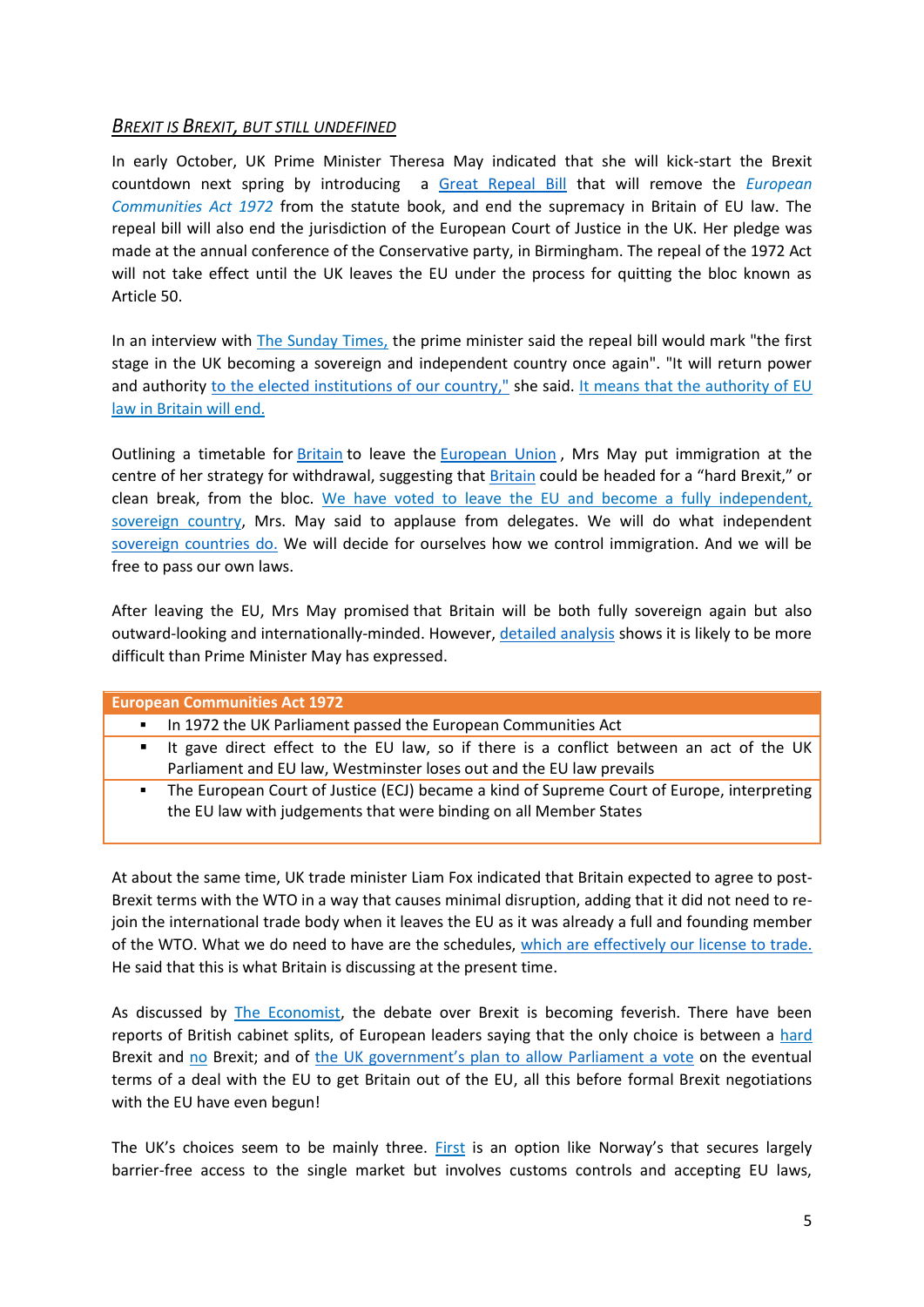## *Brexit is Brexit, but still undefined*

In early October, UK Prime Minister Theresa May indicated that she will kick-start the Brexit countdown next spring by introducing a Great Repeal Bill that will remove the *European Communities Act 1972* from the statute book, and end the supremacy in Britain of EU law. The repeal bill will also end the jurisdiction of the European Court of Justice in the UK. Her pledge was made at the annual conference of the Conservative party, in Birmingham. The repeal of the 1972 Act will not take effect until the UK leaves the EU under the process for quitting the bloc known as Article 50.

In an interview with The Sunday Times, the prime minister said the repeal bill would mark "the first stage in the UK becoming a sovereign and independent country once again". "It will return power and authority to the elected institutions of our country," she said. It means that the authority of EU law in Britain will end.

Outlining a timetable for Britain to leave the European Union, Mrs May put immigration at the centre of her strategy for withdrawal, suggesting that Britain could be headed for a "hard Brexit," or clean break, from the bloc. We have voted to leave the EU and become a fully independent, sovereign country, Mrs. May said to applause from delegates. We will do what independent sovereign countries do. We will decide for ourselves how we control immigration. And we will be free to pass our own laws.

After leaving the EU, Mrs May promised that Britain will be both fully sovereign again but also outward-looking and internationally-minded. However, detailed analysis shows it is likely to be more difficult than Prime Minister May has expressed.

| European Communities Act 1972 |
|---|
| ▪ In 1972 the UK Parliament passed the European Communities Act |
| ▪ It gave direct effect to the EU law, so if there is a conflict between an act of the UK Parliament and EU law, Westminster loses out and the EU law prevails |
| ▪ The European Court of Justice (ECJ) became a kind of Supreme Court of Europe, interpreting the EU law with judgements that were binding on all Member States |

At about the same time, UK trade minister Liam Fox indicated that Britain expected to agree to post-Brexit terms with the WTO in a way that causes minimal disruption, adding that it did not need to re-join the international trade body when it leaves the EU as it was already a full and founding member of the WTO. What we do need to have are the schedules, which are effectively our license to trade. He said that this is what Britain is discussing at the present time.

As discussed by The Economist, the debate over Brexit is becoming feverish. There have been reports of British cabinet splits, of European leaders saying that the only choice is between a hard Brexit and no Brexit; and of the UK government's plan to allow Parliament a vote on the eventual terms of a deal with the EU to get Britain out of the EU, all this before formal Brexit negotiations with the EU have even begun!

The UK's choices seem to be mainly three. First is an option like Norway's that secures largely barrier-free access to the single market but involves customs controls and accepting EU laws,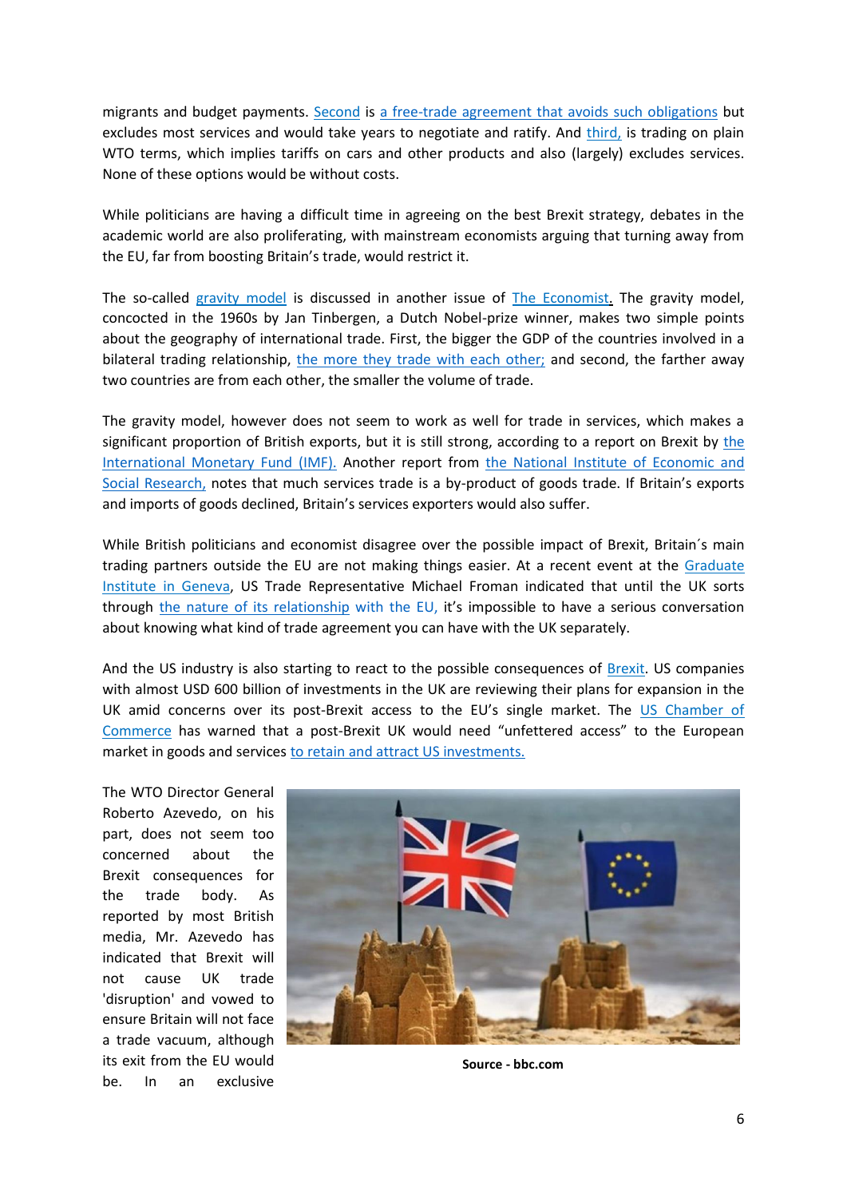migrants and budget payments. Second is a free-trade agreement that avoids such obligations but excludes most services and would take years to negotiate and ratify. And third, is trading on plain WTO terms, which implies tariffs on cars and other products and also (largely) excludes services. None of these options would be without costs.

While politicians are having a difficult time in agreeing on the best Brexit strategy, debates in the academic world are also proliferating, with mainstream economists arguing that turning away from the EU, far from boosting Britain's trade, would restrict it.

The so-called gravity model is discussed in another issue of The Economist. The gravity model, concocted in the 1960s by Jan Tinbergen, a Dutch Nobel-prize winner, makes two simple points about the geography of international trade. First, the bigger the GDP of the countries involved in a bilateral trading relationship, the more they trade with each other; and second, the farther away two countries are from each other, the smaller the volume of trade.

The gravity model, however does not seem to work as well for trade in services, which makes a significant proportion of British exports, but it is still strong, according to a report on Brexit by the International Monetary Fund (IMF). Another report from the National Institute of Economic and Social Research, notes that much services trade is a by-product of goods trade. If Britain's exports and imports of goods declined, Britain's services exporters would also suffer.

While British politicians and economist disagree over the possible impact of Brexit, Britain´s main trading partners outside the EU are not making things easier. At a recent event at the Graduate Institute in Geneva, US Trade Representative Michael Froman indicated that until the UK sorts through the nature of its relationship with the EU, it's impossible to have a serious conversation about knowing what kind of trade agreement you can have with the UK separately.

And the US industry is also starting to react to the possible consequences of Brexit. US companies with almost USD 600 billion of investments in the UK are reviewing their plans for expansion in the UK amid concerns over its post-Brexit access to the EU's single market. The US Chamber of Commerce has warned that a post-Brexit UK would need "unfettered access" to the European market in goods and services to retain and attract US investments.

The WTO Director General Roberto Azevedo, on his part, does not seem too concerned about the Brexit consequences for the trade body. As reported by most British media, Mr. Azevedo has indicated that Brexit will not cause UK trade 'disruption' and vowed to ensure Britain will not face a trade vacuum, although its exit from the EU would be. In an exclusive

**Source - bbc.com**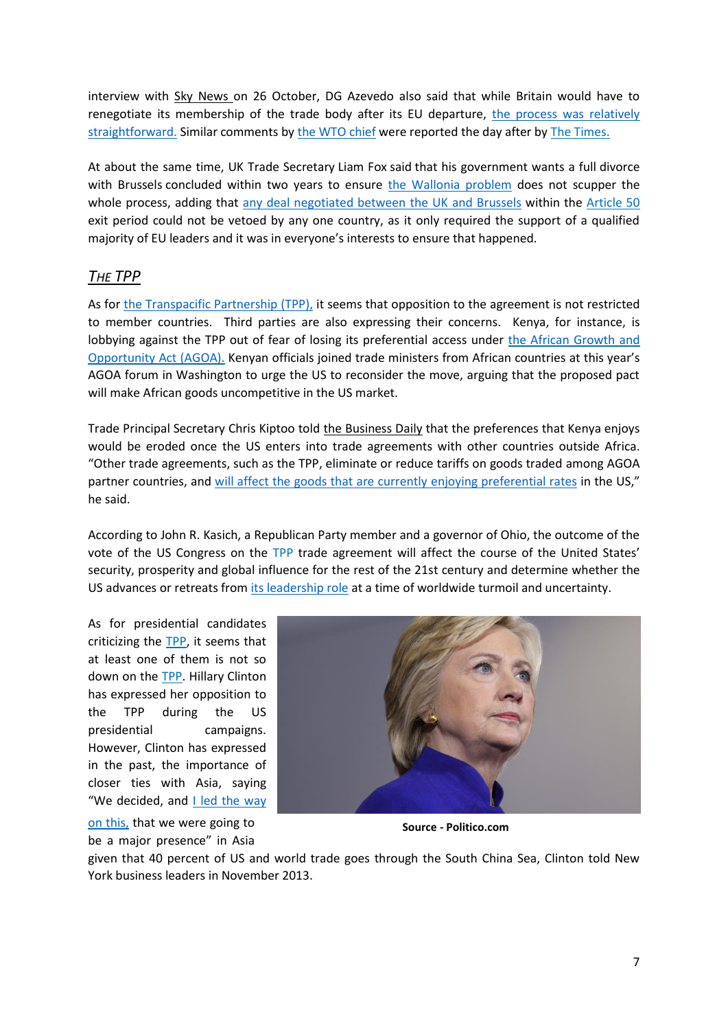interview with Sky News on 26 October, DG Azevedo also said that while Britain would have to renegotiate its membership of the trade body after its EU departure, the process was relatively straightforward. Similar comments by the WTO chief were reported the day after by The Times.

At about the same time, UK Trade Secretary Liam Fox said that his government wants a full divorce with Brussels concluded within two years to ensure the Wallonia problem does not scupper the whole process, adding that any deal negotiated between the UK and Brussels within the Article 50 exit period could not be vetoed by any one country, as it only required the support of a qualified majority of EU leaders and it was in everyone's interests to ensure that happened.

## *The TPP*

As for the Transpacific Partnership (TPP), it seems that opposition to the agreement is not restricted to member countries. Third parties are also expressing their concerns. Kenya, for instance, is lobbying against the TPP out of fear of losing its preferential access under the African Growth and Opportunity Act (AGOA). Kenyan officials joined trade ministers from African countries at this year's AGOA forum in Washington to urge the US to reconsider the move, arguing that the proposed pact will make African goods uncompetitive in the US market.

Trade Principal Secretary Chris Kiptoo told the Business Daily that the preferences that Kenya enjoys would be eroded once the US enters into trade agreements with other countries outside Africa. "Other trade agreements, such as the TPP, eliminate or reduce tariffs on goods traded among AGOA partner countries, and will affect the goods that are currently enjoying preferential rates in the US," he said.

According to John R. Kasich, a Republican Party member and a governor of Ohio, the outcome of the vote of the US Congress on the TPP trade agreement will affect the course of the United States' security, prosperity and global influence for the rest of the 21st century and determine whether the US advances or retreats from its leadership role at a time of worldwide turmoil and uncertainty.

As for presidential candidates criticizing the TPP, it seems that at least one of them is not so down on the TPP. Hillary Clinton has expressed her opposition to the TPP during the US presidential campaigns. However, Clinton has expressed in the past, the importance of closer ties with Asia, saying "We decided, and I led the way on this, that we were going to be a major presence" in Asia given that 40 percent of US and world trade goes through the South China Sea, Clinton told New York business leaders in November 2013.

**Source - Politico.com**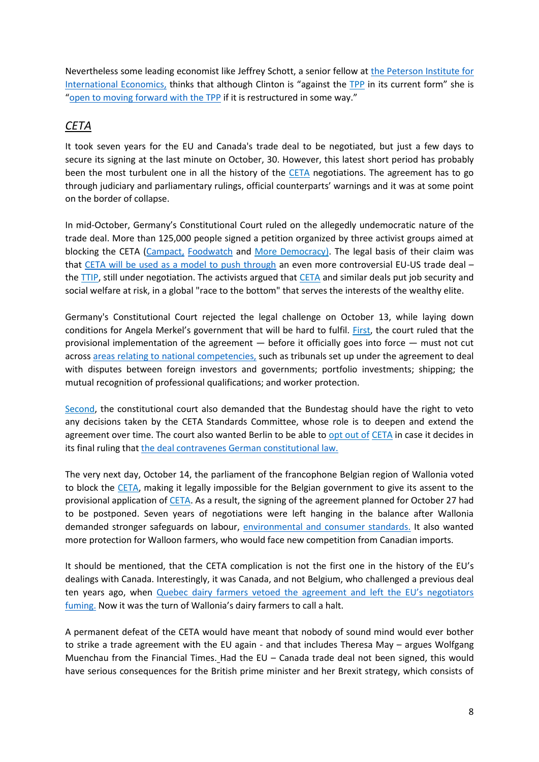Nevertheless some leading economist like Jeffrey Schott, a senior fellow at the Peterson Institute for International Economics, thinks that although Clinton is "against the TPP in its current form" she is "open to moving forward with the TPP if it is restructured in some way."

## *CETA*

It took seven years for the EU and Canada's trade deal to be negotiated, but just a few days to secure its signing at the last minute on October, 30. However, this latest short period has probably been the most turbulent one in all the history of the CETA negotiations. The agreement has to go through judiciary and parliamentary rulings, official counterparts' warnings and it was at some point on the border of collapse.

In mid-October, Germany's Constitutional Court ruled on the allegedly undemocratic nature of the trade deal. More than 125,000 people signed a petition organized by three activist groups aimed at blocking the CETA (Campact, Foodwatch and More Democracy). The legal basis of their claim was that CETA will be used as a model to push through an even more controversial EU-US trade deal – the TTIP, still under negotiation. The activists argued that CETA and similar deals put job security and social welfare at risk, in a global "race to the bottom" that serves the interests of the wealthy elite.

Germany's Constitutional Court rejected the legal challenge on October 13, while laying down conditions for Angela Merkel's government that will be hard to fulfil. First, the court ruled that the provisional implementation of the agreement — before it officially goes into force — must not cut across areas relating to national competencies, such as tribunals set up under the agreement to deal with disputes between foreign investors and governments; portfolio investments; shipping; the mutual recognition of professional qualifications; and worker protection.

Second, the constitutional court also demanded that the Bundestag should have the right to veto any decisions taken by the CETA Standards Committee, whose role is to deepen and extend the agreement over time. The court also wanted Berlin to be able to opt out of CETA in case it decides in its final ruling that the deal contravenes German constitutional law.

The very next day, October 14, the parliament of the francophone Belgian region of Wallonia voted to block the CETA, making it legally impossible for the Belgian government to give its assent to the provisional application of CETA. As a result, the signing of the agreement planned for October 27 had to be postponed. Seven years of negotiations were left hanging in the balance after Wallonia demanded stronger safeguards on labour, environmental and consumer standards. It also wanted more protection for Walloon farmers, who would face new competition from Canadian imports.

It should be mentioned, that the CETA complication is not the first one in the history of the EU's dealings with Canada. Interestingly, it was Canada, and not Belgium, who challenged a previous deal ten years ago, when Quebec dairy farmers vetoed the agreement and left the EU's negotiators fuming. Now it was the turn of Wallonia's dairy farmers to call a halt.

A permanent defeat of the CETA would have meant that nobody of sound mind would ever bother to strike a trade agreement with the EU again - and that includes Theresa May – argues Wolfgang Muenchau from the Financial Times. Had the EU – Canada trade deal not been signed, this would have serious consequences for the British prime minister and her Brexit strategy, which consists of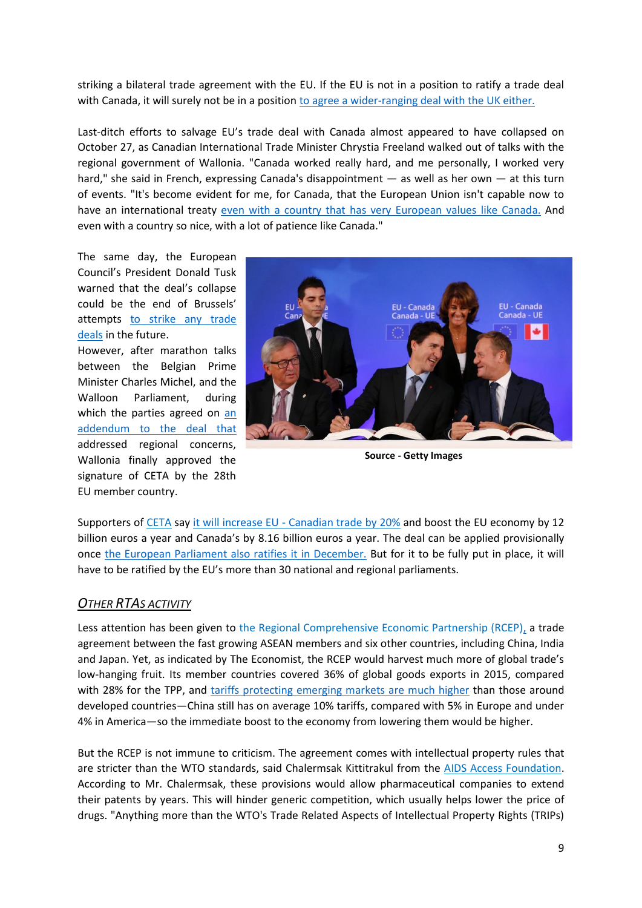striking a bilateral trade agreement with the EU. If the EU is not in a position to ratify a trade deal with Canada, it will surely not be in a position to agree a wider-ranging deal with the UK either.

Last-ditch efforts to salvage EU's trade deal with Canada almost appeared to have collapsed on October 27, as Canadian International Trade Minister Chrystia Freeland walked out of talks with the regional government of Wallonia. "Canada worked really hard, and me personally, I worked very hard," she said in French, expressing Canada's disappointment — as well as her own — at this turn of events. "It's become evident for me, for Canada, that the European Union isn't capable now to have an international treaty even with a country that has very European values like Canada. And even with a country so nice, with a lot of patience like Canada."

The same day, the European Council's President Donald Tusk warned that the deal's collapse could be the end of Brussels' attempts to strike any trade deals in the future.

However, after marathon talks between the Belgian Prime Minister Charles Michel, and the Walloon Parliament, during which the parties agreed on an addendum to the deal that addressed regional concerns, Wallonia finally approved the signature of CETA by the 28th EU member country.

**Source - Getty Images**

Supporters of CETA say it will increase EU - Canadian trade by 20% and boost the EU economy by 12 billion euros a year and Canada's by 8.16 billion euros a year. The deal can be applied provisionally once the European Parliament also ratifies it in December. But for it to be fully put in place, it will have to be ratified by the EU's more than 30 national and regional parliaments.

## *OTHER RTAS ACTIVITY*

Less attention has been given to the Regional Comprehensive Economic Partnership (RCEP), a trade agreement between the fast growing ASEAN members and six other countries, including China, India and Japan. Yet, as indicated by The Economist, the RCEP would harvest much more of global trade's low-hanging fruit. Its member countries covered 36% of global goods exports in 2015, compared with 28% for the TPP, and tariffs protecting emerging markets are much higher than those around developed countries—China still has on average 10% tariffs, compared with 5% in Europe and under 4% in America—so the immediate boost to the economy from lowering them would be higher.

But the RCEP is not immune to criticism. The agreement comes with intellectual property rules that are stricter than the WTO standards, said Chalermsak Kittitrakul from the AIDS Access Foundation. According to Mr. Chalermsak, these provisions would allow pharmaceutical companies to extend their patents by years. This will hinder generic competition, which usually helps lower the price of drugs. "Anything more than the WTO's Trade Related Aspects of Intellectual Property Rights (TRIPs)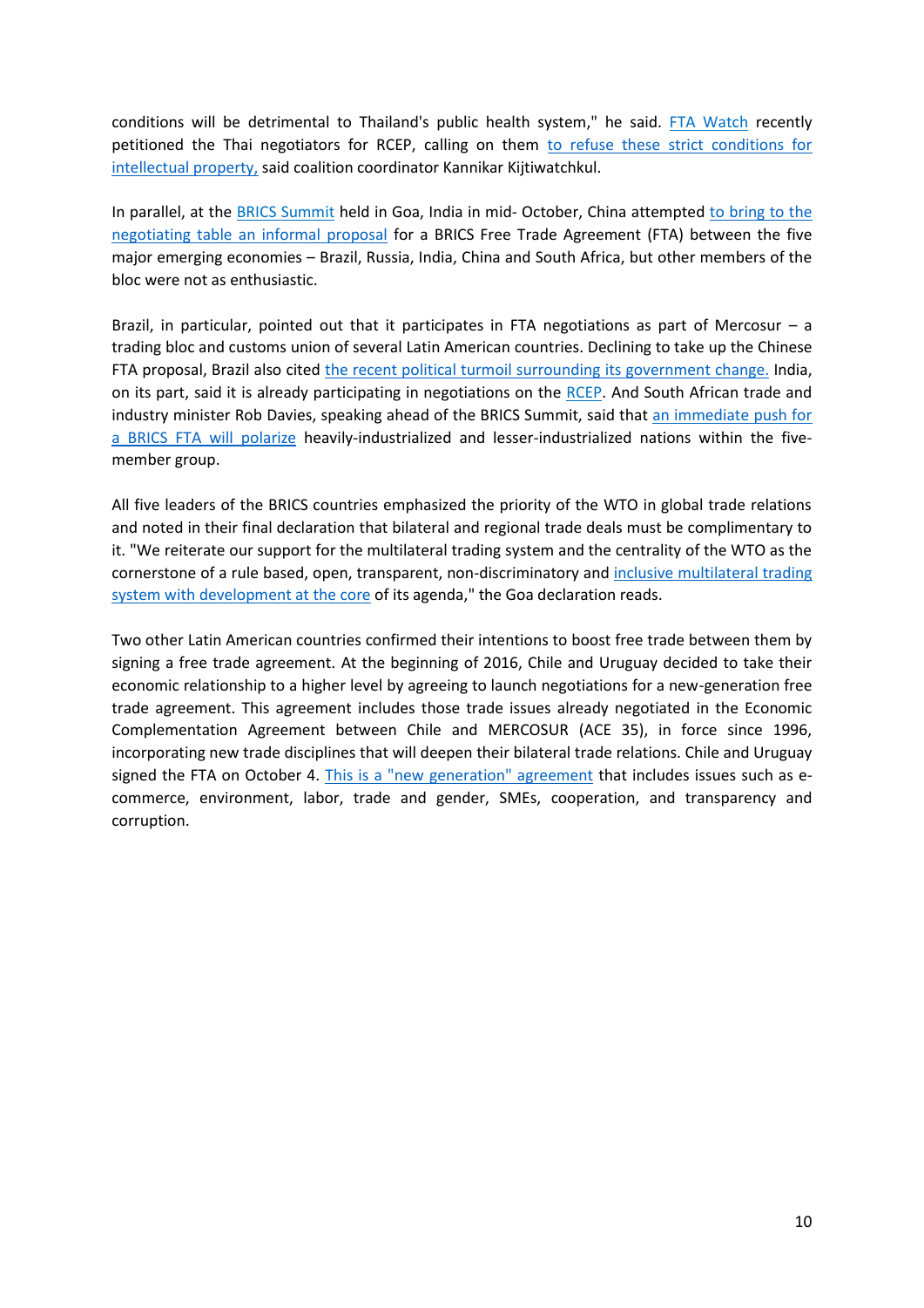conditions will be detrimental to Thailand's public health system," he said. FTA Watch recently petitioned the Thai negotiators for RCEP, calling on them to refuse these strict conditions for intellectual property, said coalition coordinator Kannikar Kijtiwatchkul.

In parallel, at the BRICS Summit held in Goa, India in mid- October, China attempted to bring to the negotiating table an informal proposal for a BRICS Free Trade Agreement (FTA) between the five major emerging economies – Brazil, Russia, India, China and South Africa, but other members of the bloc were not as enthusiastic.

Brazil, in particular, pointed out that it participates in FTA negotiations as part of Mercosur – a trading bloc and customs union of several Latin American countries. Declining to take up the Chinese FTA proposal, Brazil also cited the recent political turmoil surrounding its government change. India, on its part, said it is already participating in negotiations on the RCEP. And South African trade and industry minister Rob Davies, speaking ahead of the BRICS Summit, said that an immediate push for a BRICS FTA will polarize heavily-industrialized and lesser-industrialized nations within the five-member group.

All five leaders of the BRICS countries emphasized the priority of the WTO in global trade relations and noted in their final declaration that bilateral and regional trade deals must be complimentary to it. "We reiterate our support for the multilateral trading system and the centrality of the WTO as the cornerstone of a rule based, open, transparent, non-discriminatory and inclusive multilateral trading system with development at the core of its agenda," the Goa declaration reads.

Two other Latin American countries confirmed their intentions to boost free trade between them by signing a free trade agreement. At the beginning of 2016, Chile and Uruguay decided to take their economic relationship to a higher level by agreeing to launch negotiations for a new-generation free trade agreement. This agreement includes those trade issues already negotiated in the Economic Complementation Agreement between Chile and MERCOSUR (ACE 35), in force since 1996, incorporating new trade disciplines that will deepen their bilateral trade relations. Chile and Uruguay signed the FTA on October 4. This is a "new generation" agreement that includes issues such as e-commerce, environment, labor, trade and gender, SMEs, cooperation, and transparency and corruption.